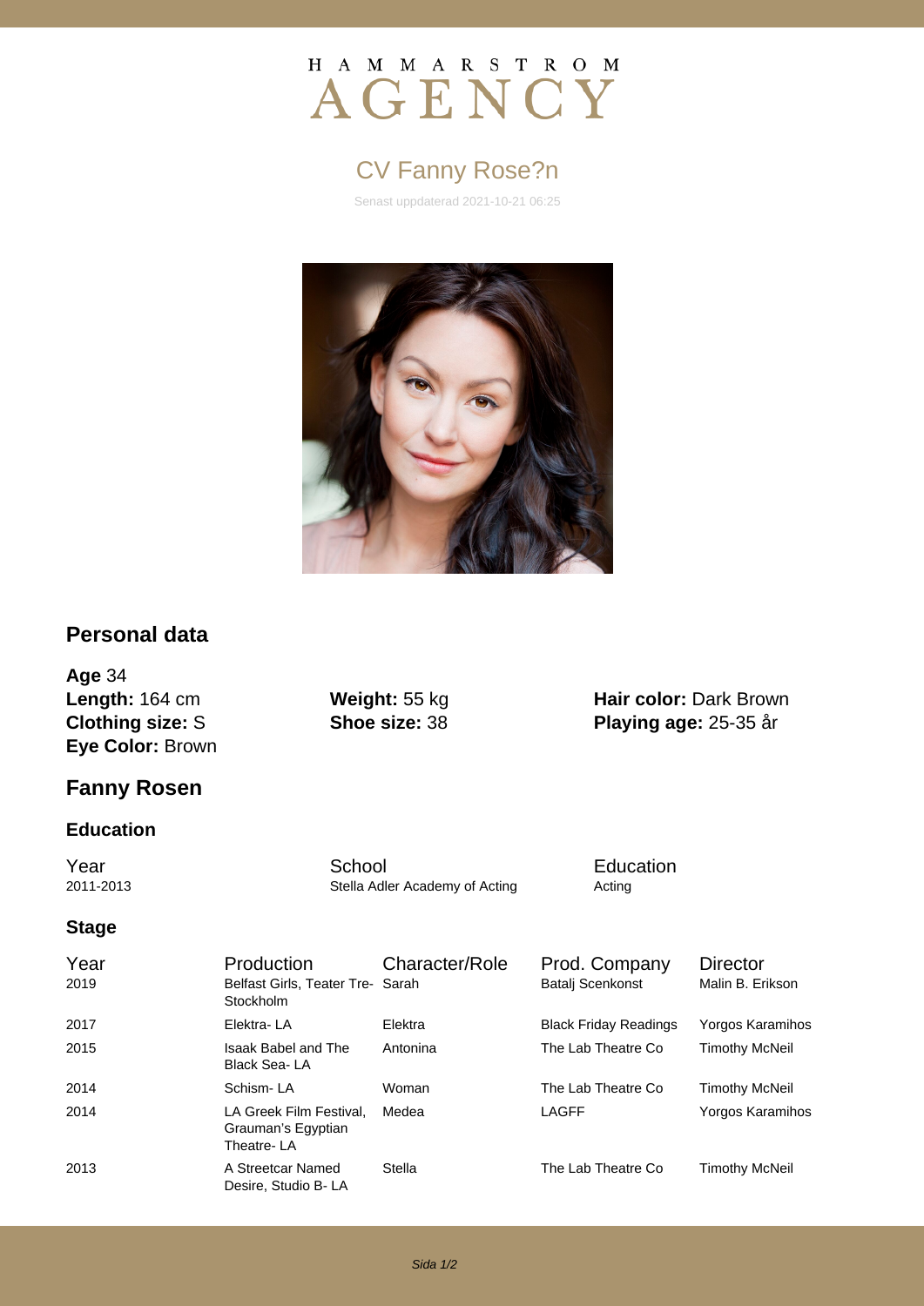HAMMARSTROM
AGENCY

# CV Fanny Rose?n

Senast uppdaterad 2021-10-21 06:25

## Personal data

**Age** 34
**Length:** 164 cm
**Clothing size:** S
**Eye Color:** Brown

**Weight:** 55 kg
**Shoe size:** 38

**Hair color:** Dark Brown
**Playing age:** 25-35 år

## Fanny Rosen

### Education

| Year | School | Education |
|---|---|---|
| 2011-2013 | Stella Adler Academy of Acting | Acting |

### Stage

| Year | Production | Character/Role | Prod. Company | Director |
|---|---|---|---|---|
| 2019 | Belfast Girls, Teater Tre- Stockholm | Sarah | Batalj Scenkonst | Malin B. Erikson |
| 2017 | Elektra- LA | Elektra | Black Friday Readings | Yorgos Karamihos |
| 2015 | Isaak Babel and The Black Sea- LA | Antonina | The Lab Theatre Co | Timothy McNeil |
| 2014 | Schism- LA | Woman | The Lab Theatre Co | Timothy McNeil |
| 2014 | LA Greek Film Festival, Grauman's Egyptian Theatre- LA | Medea | LAGFF | Yorgos Karamihos |
| 2013 | A Streetcar Named Desire, Studio B- LA | Stella | The Lab Theatre Co | Timothy McNeil |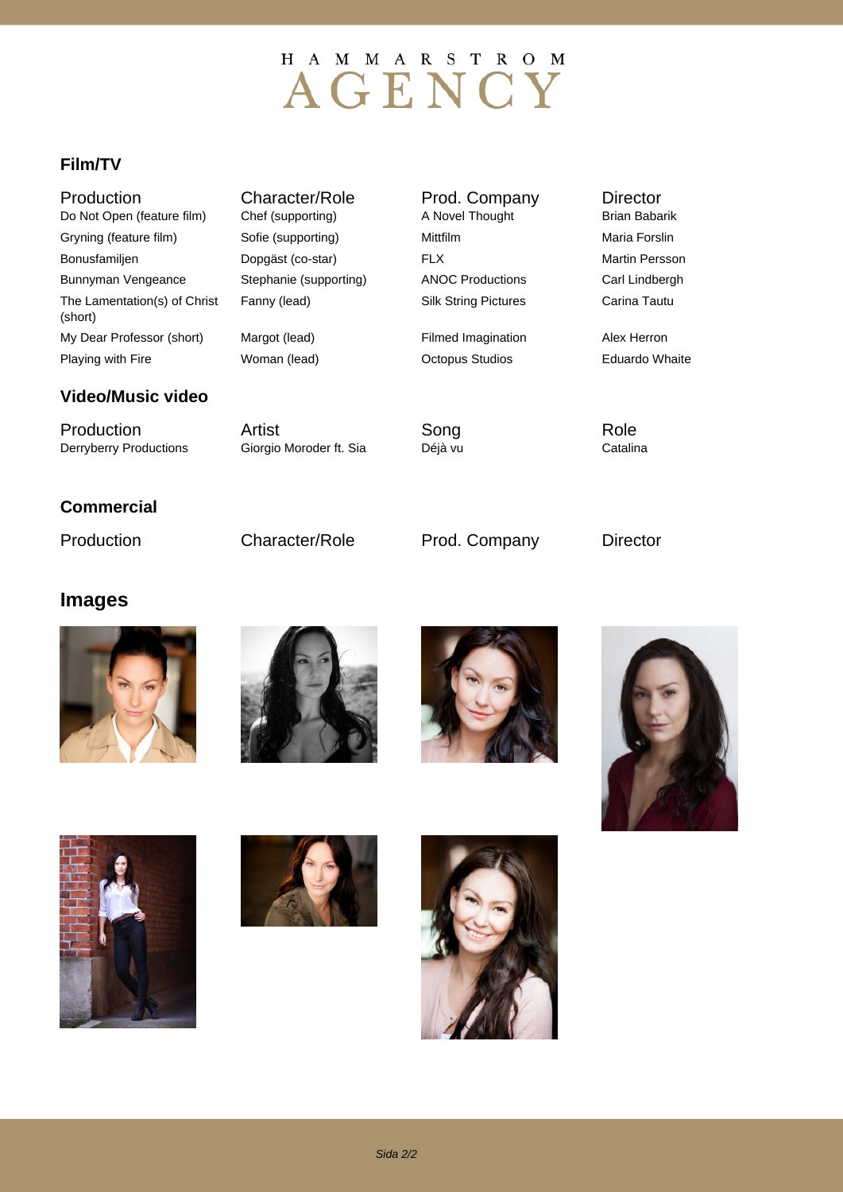# HAMMARSTROM AGENCY

## Film/TV

| Production | Character/Role | Prod. Company | Director |
|---|---|---|---|
| Do Not Open (feature film) | Chef (supporting) | A Novel Thought | Brian Babarik |
| Gryning (feature film) | Sofie (supporting) | Mittfilm | Maria Forslin |
| Bonusfamiljen | Dopgäst (co-star) | FLX | Martin Persson |
| Bunnyman Vengeance | Stephanie (supporting) | ANOC Productions | Carl Lindbergh |
| The Lamentation(s) of Christ (short) | Fanny (lead) | Silk String Pictures | Carina Tautu |
| My Dear Professor (short) | Margot (lead) | Filmed Imagination | Alex Herron |
| Playing with Fire | Woman (lead) | Octopus Studios | Eduardo Whaite |

## Video/Music video

| Production | Artist | Song | Role |
|---|---|---|---|
| Derryberry Productions | Giorgio Moroder ft. Sia | Déjà vu | Catalina |

## Commercial

| Production | Character/Role | Prod. Company | Director |
|---|---|---|---|

## Images